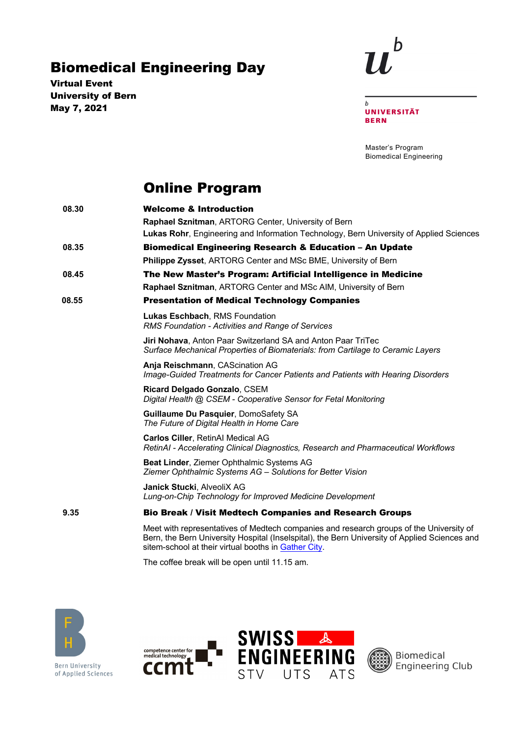# Biomedical Engineering Day

**Virtual Event**
**University of Bern**
**May 7, 2021**

UNIVERSITÄT BERN

Master's Program
Biomedical Engineering

## Online Program

**08.30** — **Welcome & Introduction**

**Raphael Sznitman**, ARTORG Center, University of Bern
**Lukas Rohr**, Engineering and Information Technology, Bern University of Applied Sciences

**08.35** — **Biomedical Engineering Research & Education – An Update**

**Philippe Zysset**, ARTORG Center and MSc BME, University of Bern

**08.45** — **The New Master's Program: Artificial Intelligence in Medicine**

**Raphael Sznitman**, ARTORG Center and MSc AIM, University of Bern

**08.55** — **Presentation of Medical Technology Companies**

**Lukas Eschbach**, RMS Foundation
*RMS Foundation - Activities and Range of Services*

**Jiri Nohava**, Anton Paar Switzerland SA and Anton Paar TriTec
*Surface Mechanical Properties of Biomaterials: from Cartilage to Ceramic Layers*

**Anja Reischmann**, CAScination AG
*Image-Guided Treatments for Cancer Patients and Patients with Hearing Disorders*

**Ricard Delgado Gonzalo**, CSEM
*Digital Health @ CSEM - Cooperative Sensor for Fetal Monitoring*

**Guillaume Du Pasquier**, DomoSafety SA
*The Future of Digital Health in Home Care*

**Carlos Ciller**, RetinAI Medical AG
*RetinAI - Accelerating Clinical Diagnostics, Research and Pharmaceutical Workflows*

**Beat Linder**, Ziemer Ophthalmic Systems AG
*Ziemer Ophthalmic Systems AG – Solutions for Better Vision*

**Janick Stucki**, AlveoliX AG
*Lung-on-Chip Technology for Improved Medicine Development*

**9.35** — **Bio Break / Visit Medtech Companies and Research Groups**

Meet with representatives of Medtech companies and research groups of the University of Bern, the Bern University Hospital (Inselspital), the Bern University of Applied Sciences and sitem-school at their virtual booths in Gather City.

The coffee break will be open until 11.15 am.

Bern University of Applied Sciences — competence center for medical technology ccmt — SWISS ENGINEERING STV UTS ATS — Biomedical Engineering Club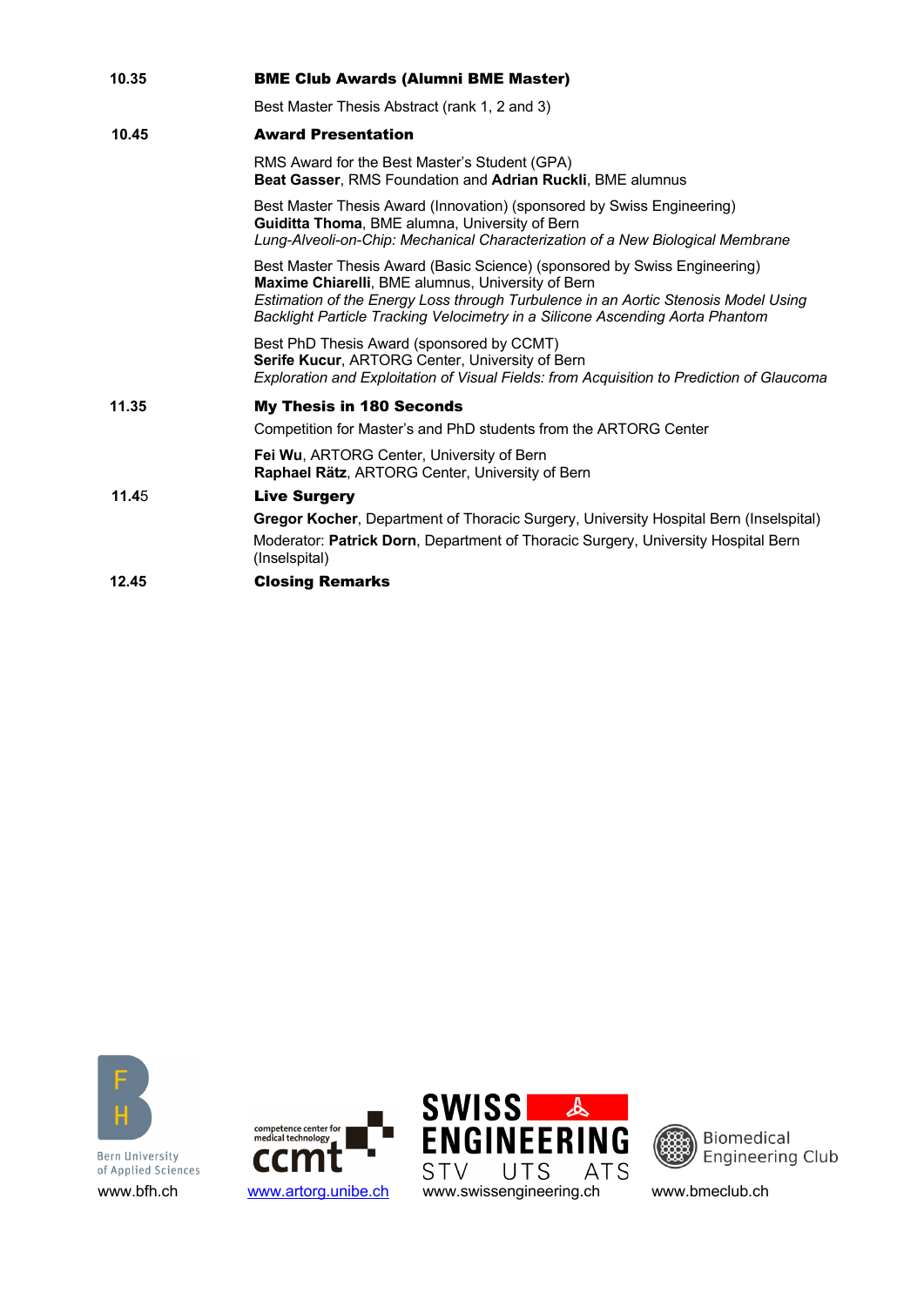**10.35** **BME Club Awards (Alumni BME Master)**

Best Master Thesis Abstract (rank 1, 2 and 3)

**10.45** **Award Presentation**

RMS Award for the Best Master's Student (GPA)
**Beat Gasser**, RMS Foundation and **Adrian Ruckli**, BME alumnus

Best Master Thesis Award (Innovation) (sponsored by Swiss Engineering)
**Guiditta Thoma**, BME alumna, University of Bern
*Lung-Alveoli-on-Chip: Mechanical Characterization of a New Biological Membrane*

Best Master Thesis Award (Basic Science) (sponsored by Swiss Engineering)
**Maxime Chiarelli**, BME alumnus, University of Bern
*Estimation of the Energy Loss through Turbulence in an Aortic Stenosis Model Using Backlight Particle Tracking Velocimetry in a Silicone Ascending Aorta Phantom*

Best PhD Thesis Award (sponsored by CCMT)
**Serife Kucur**, ARTORG Center, University of Bern
*Exploration and Exploitation of Visual Fields: from Acquisition to Prediction of Glaucoma*

**11.35** **My Thesis in 180 Seconds**

Competition for Master's and PhD students from the ARTORG Center

**Fei Wu**, ARTORG Center, University of Bern
**Raphael Rätz**, ARTORG Center, University of Bern

**11.45** **Live Surgery**

**Gregor Kocher**, Department of Thoracic Surgery, University Hospital Bern (Inselspital)

Moderator: **Patrick Dorn**, Department of Thoracic Surgery, University Hospital Bern (Inselspital)

**12.45** **Closing Remarks**

Bern University of Applied Sciences
www.bfh.ch

competence center for medical technology ccmt
www.artorg.unibe.ch

SWISS ENGINEERING STV UTS ATS
www.swissengineering.ch

Biomedical Engineering Club
www.bmeclub.ch